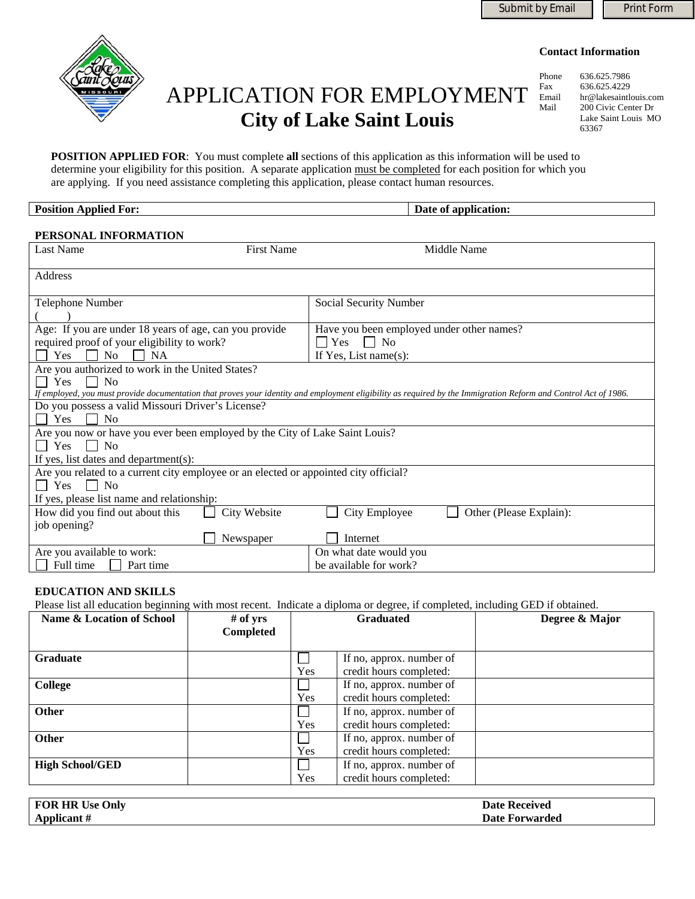Submit by Email | Print Form

**Contact Information**

| | |
|---|---|
| Phone | 636.625.7986 |
| Fax | 636.625.4229 |
| Email | hr@lakesaintlouis.com |
| Mail | 200 Civic Center Dr<br>Lake Saint Louis MO 63367 |

# APPLICATION FOR EMPLOYMENT
## City of Lake Saint Louis

**POSITION APPLIED FOR**: You must complete **all** sections of this application as this information will be used to determine your eligibility for this position. A separate application must be completed for each position for which you are applying. If you need assistance completing this application, please contact human resources.

| **Position Applied For:** | **Date of application:** |
|---|---|

### PERSONAL INFORMATION

| | |
|---|---|
| Last Name First Name Middle Name | |
| Address | |
| Telephone Number<br>( ) | Social Security Number |
| Age: If you are under 18 years of age, can you provide required proof of your eligibility to work?<br>☐ Yes ☐ No ☐ NA | Have you been employed under other names?<br>☐ Yes ☐ No<br>If Yes, List name(s): |
| Are you authorized to work in the United States?<br>☐ Yes ☐ No<br>*If employed, you must provide documentation that proves your identity and employment eligibility as required by the Immigration Reform and Control Act of 1986.* | |
| Do you possess a valid Missouri Driver's License?<br>☐ Yes ☐ No | |
| Are you now or have you ever been employed by the City of Lake Saint Louis?<br>☐ Yes ☐ No<br>If yes, list dates and department(s): | |
| Are you related to a current city employee or an elected or appointed city official?<br>☐ Yes ☐ No<br>If yes, please list name and relationship: | |
| How did you find out about this job opening?<br>☐ City Website ☐ City Employee ☐ Other (Please Explain):<br>☐ Newspaper ☐ Internet | |
| Are you available to work:<br>☐ Full time ☐ Part time | On what date would you be available for work? |

### EDUCATION AND SKILLS

Please list all education beginning with most recent. Indicate a diploma or degree, if completed, including GED if obtained.

| Name & Location of School | # of yrs Completed | Graduated | | Degree & Major |
|---|---|---|---|---|
| **Graduate** | | ☐ Yes | If no, approx. number of credit hours completed: | |
| **College** | | ☐ Yes | If no, approx. number of credit hours completed: | |
| **Other** | | ☐ Yes | If no, approx. number of credit hours completed: | |
| **Other** | | ☐ Yes | If no, approx. number of credit hours completed: | |
| **High School/GED** | | ☐ Yes | If no, approx. number of credit hours completed: | |

| **FOR HR Use Only** | **Date Received** |
|---|---|
| **Applicant #** | **Date Forwarded** |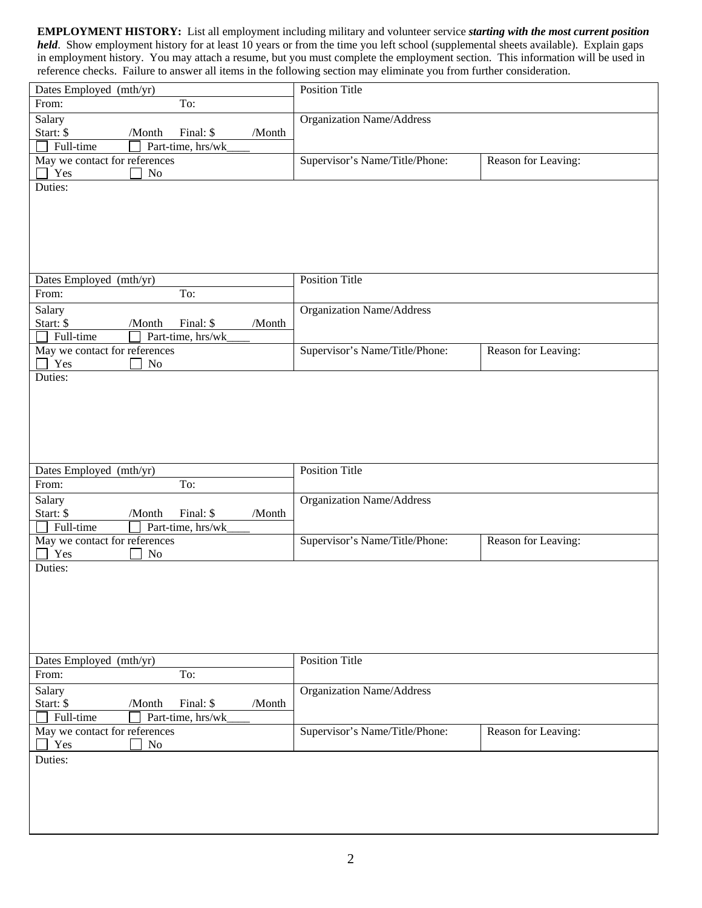**EMPLOYMENT HISTORY:** List all employment including military and volunteer service ***starting with the most current position held***. Show employment history for at least 10 years or from the time you left school (supplemental sheets available). Explain gaps in employment history. You may attach a resume, but you must complete the employment section. This information will be used in reference checks. Failure to answer all items in the following section may eliminate you from further consideration.

| Dates Employed (mth/yr)<br>From: To: | Position Title | |
|---|---|---|
| Salary<br>Start: $ /Month Final: $ /Month<br>☐ Full-time ☐ Part-time, hrs/wk____ | Organization Name/Address | |
| May we contact for references<br>☐ Yes ☐ No | Supervisor's Name/Title/Phone: | Reason for Leaving: |
| Duties: | | |

| Dates Employed (mth/yr)<br>From: To: | Position Title | |
|---|---|---|
| Salary<br>Start: $ /Month Final: $ /Month<br>☐ Full-time ☐ Part-time, hrs/wk____ | Organization Name/Address | |
| May we contact for references<br>☐ Yes ☐ No | Supervisor's Name/Title/Phone: | Reason for Leaving: |
| Duties: | | |

| Dates Employed (mth/yr)<br>From: To: | Position Title | |
|---|---|---|
| Salary<br>Start: $ /Month Final: $ /Month<br>☐ Full-time ☐ Part-time, hrs/wk____ | Organization Name/Address | |
| May we contact for references<br>☐ Yes ☐ No | Supervisor's Name/Title/Phone: | Reason for Leaving: |
| Duties: | | |

| Dates Employed (mth/yr)<br>From: To: | Position Title | |
|---|---|---|
| Salary<br>Start: $ /Month Final: $ /Month<br>☐ Full-time ☐ Part-time, hrs/wk____ | Organization Name/Address | |
| May we contact for references<br>☐ Yes ☐ No | Supervisor's Name/Title/Phone: | Reason for Leaving: |
| Duties: | | |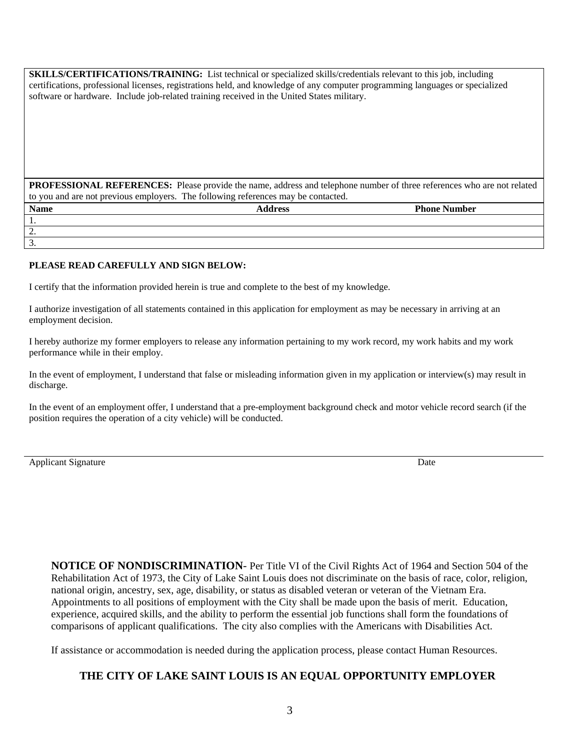**SKILLS/CERTIFICATIONS/TRAINING:** List technical or specialized skills/credentials relevant to this job, including certifications, professional licenses, registrations held, and knowledge of any computer programming languages or specialized software or hardware. Include job-related training received in the United States military.

**PROFESSIONAL REFERENCES:** Please provide the name, address and telephone number of three references who are not related to you and are not previous employers. The following references may be contacted.

| Name | Address | Phone Number |
|---|---|---|
| 1. | | |
| 2. | | |
| 3. | | |

**PLEASE READ CAREFULLY AND SIGN BELOW:**

I certify that the information provided herein is true and complete to the best of my knowledge.

I authorize investigation of all statements contained in this application for employment as may be necessary in arriving at an employment decision.

I hereby authorize my former employers to release any information pertaining to my work record, my work habits and my work performance while in their employ.

In the event of employment, I understand that false or misleading information given in my application or interview(s) may result in discharge.

In the event of an employment offer, I understand that a pre-employment background check and motor vehicle record search (if the position requires the operation of a city vehicle) will be conducted.

Applicant Signature &nbsp;&nbsp;&nbsp;&nbsp;&nbsp;&nbsp;&nbsp;&nbsp;&nbsp;&nbsp;&nbsp;&nbsp;&nbsp;&nbsp;&nbsp;&nbsp;&nbsp;&nbsp;&nbsp;&nbsp;&nbsp;&nbsp;&nbsp;&nbsp;&nbsp;&nbsp;&nbsp;&nbsp;&nbsp;&nbsp; Date

**NOTICE OF NONDISCRIMINATION**- Per Title VI of the Civil Rights Act of 1964 and Section 504 of the Rehabilitation Act of 1973, the City of Lake Saint Louis does not discriminate on the basis of race, color, religion, national origin, ancestry, sex, age, disability, or status as disabled veteran or veteran of the Vietnam Era. Appointments to all positions of employment with the City shall be made upon the basis of merit. Education, experience, acquired skills, and the ability to perform the essential job functions shall form the foundations of comparisons of applicant qualifications. The city also complies with the Americans with Disabilities Act.

If assistance or accommodation is needed during the application process, please contact Human Resources.

**THE CITY OF LAKE SAINT LOUIS IS AN EQUAL OPPORTUNITY EMPLOYER**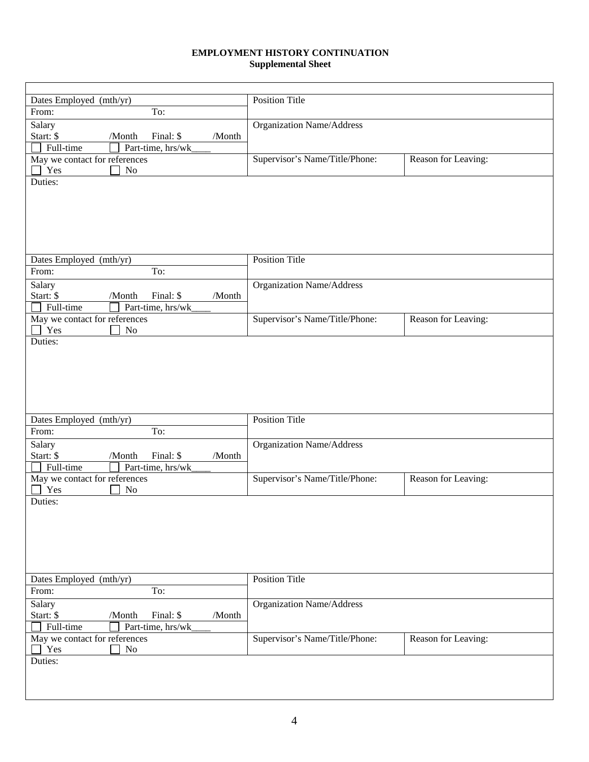**EMPLOYMENT HISTORY CONTINUATION**
**Supplemental Sheet**

| Dates Employed (mth/yr)<br>From: To: | Position Title | |
|---|---|---|
| Salary<br>Start: $ /Month Final: $ /Month<br>☐ Full-time ☐ Part-time, hrs/wk____ | Organization Name/Address | |
| May we contact for references<br>☐ Yes ☐ No | Supervisor's Name/Title/Phone: | Reason for Leaving: |
| Duties: | | |

| Dates Employed (mth/yr)<br>From: To: | Position Title | |
|---|---|---|
| Salary<br>Start: $ /Month Final: $ /Month<br>☐ Full-time ☐ Part-time, hrs/wk____ | Organization Name/Address | |
| May we contact for references<br>☐ Yes ☐ No | Supervisor's Name/Title/Phone: | Reason for Leaving: |
| Duties: | | |

| Dates Employed (mth/yr)<br>From: To: | Position Title | |
|---|---|---|
| Salary<br>Start: $ /Month Final: $ /Month<br>☐ Full-time ☐ Part-time, hrs/wk____ | Organization Name/Address | |
| May we contact for references<br>☐ Yes ☐ No | Supervisor's Name/Title/Phone: | Reason for Leaving: |
| Duties: | | |

| Dates Employed (mth/yr)<br>From: To: | Position Title | |
|---|---|---|
| Salary<br>Start: $ /Month Final: $ /Month<br>☐ Full-time ☐ Part-time, hrs/wk____ | Organization Name/Address | |
| May we contact for references<br>☐ Yes ☐ No | Supervisor's Name/Title/Phone: | Reason for Leaving: |
| Duties: | | |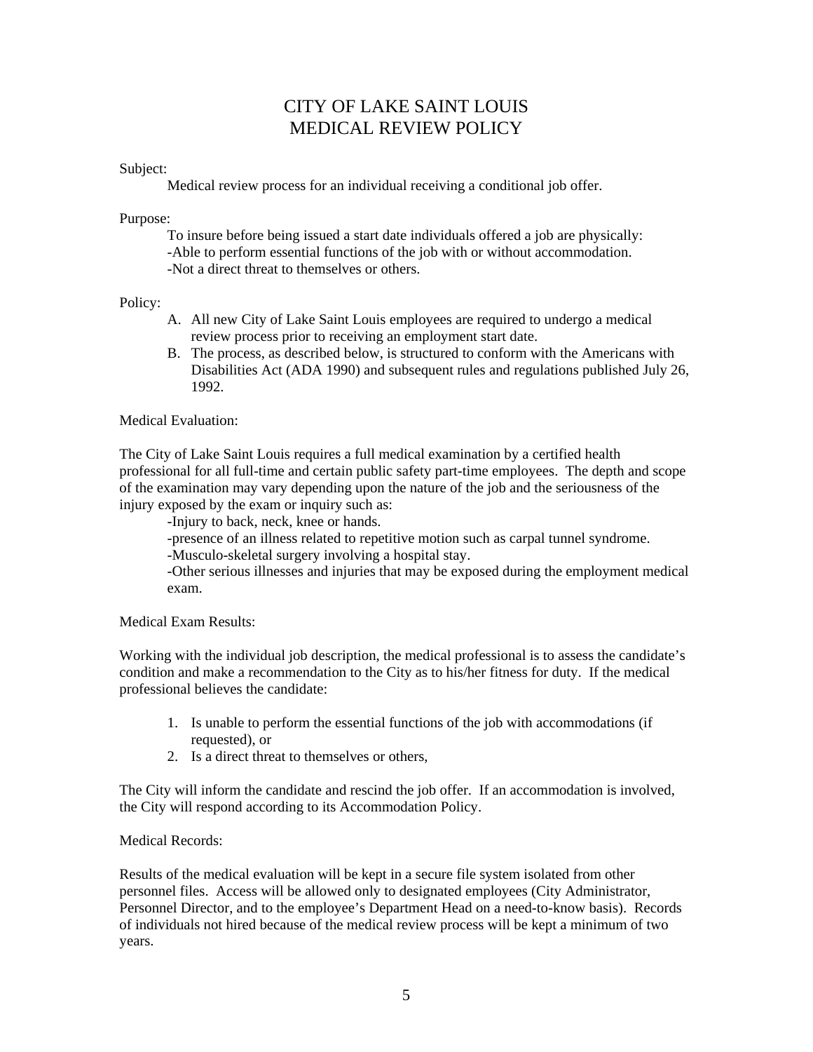# CITY OF LAKE SAINT LOUIS
# MEDICAL REVIEW POLICY

Subject:

Medical review process for an individual receiving a conditional job offer.

Purpose:

To insure before being issued a start date individuals offered a job are physically:
-Able to perform essential functions of the job with or without accommodation.
-Not a direct threat to themselves or others.

Policy:

A. All new City of Lake Saint Louis employees are required to undergo a medical review process prior to receiving an employment start date.
B. The process, as described below, is structured to conform with the Americans with Disabilities Act (ADA 1990) and subsequent rules and regulations published July 26, 1992.

Medical Evaluation:

The City of Lake Saint Louis requires a full medical examination by a certified health professional for all full-time and certain public safety part-time employees. The depth and scope of the examination may vary depending upon the nature of the job and the seriousness of the injury exposed by the exam or inquiry such as:

-Injury to back, neck, knee or hands.
-presence of an illness related to repetitive motion such as carpal tunnel syndrome.
-Musculo-skeletal surgery involving a hospital stay.
-Other serious illnesses and injuries that may be exposed during the employment medical exam.

Medical Exam Results:

Working with the individual job description, the medical professional is to assess the candidate's condition and make a recommendation to the City as to his/her fitness for duty. If the medical professional believes the candidate:

1. Is unable to perform the essential functions of the job with accommodations (if requested), or
2. Is a direct threat to themselves or others,

The City will inform the candidate and rescind the job offer. If an accommodation is involved, the City will respond according to its Accommodation Policy.

Medical Records:

Results of the medical evaluation will be kept in a secure file system isolated from other personnel files. Access will be allowed only to designated employees (City Administrator, Personnel Director, and to the employee's Department Head on a need-to-know basis). Records of individuals not hired because of the medical review process will be kept a minimum of two years.